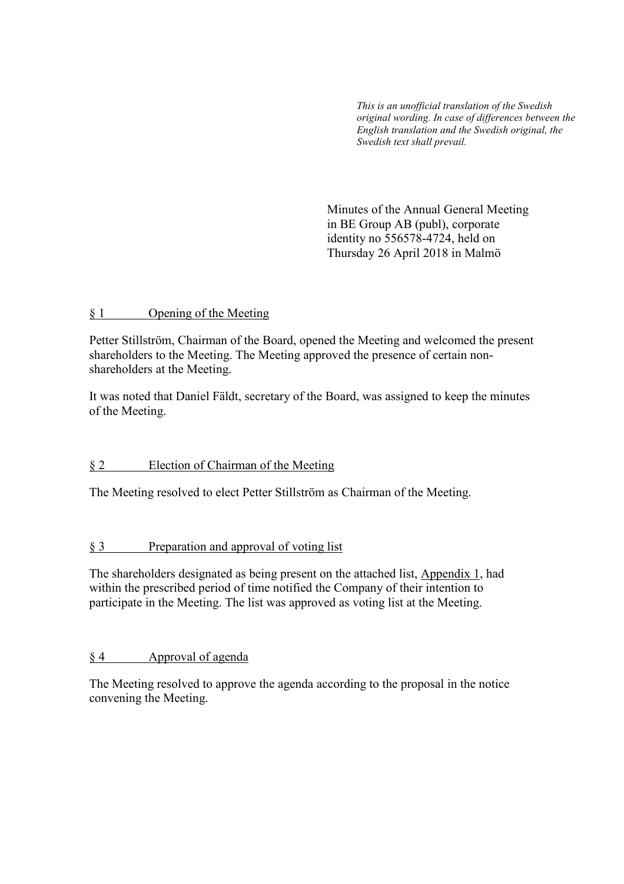*This is an unofficial translation of the Swedish original wording. In case of differences between the English translation and the Swedish original, the Swedish text shall prevail.*

Minutes of the Annual General Meeting in BE Group AB (publ), corporate identity no 556578-4724, held on Thursday 26 April 2018 in Malmö

## § 1 Opening of the Meeting

Petter Stillström, Chairman of the Board, opened the Meeting and welcomed the present shareholders to the Meeting. The Meeting approved the presence of certain non-shareholders at the Meeting.

It was noted that Daniel Fäldt, secretary of the Board, was assigned to keep the minutes of the Meeting.

## § 2 Election of Chairman of the Meeting

The Meeting resolved to elect Petter Stillström as Chairman of the Meeting.

## § 3 Preparation and approval of voting list

The shareholders designated as being present on the attached list, Appendix 1, had within the prescribed period of time notified the Company of their intention to participate in the Meeting. The list was approved as voting list at the Meeting.

## § 4 Approval of agenda

The Meeting resolved to approve the agenda according to the proposal in the notice convening the Meeting.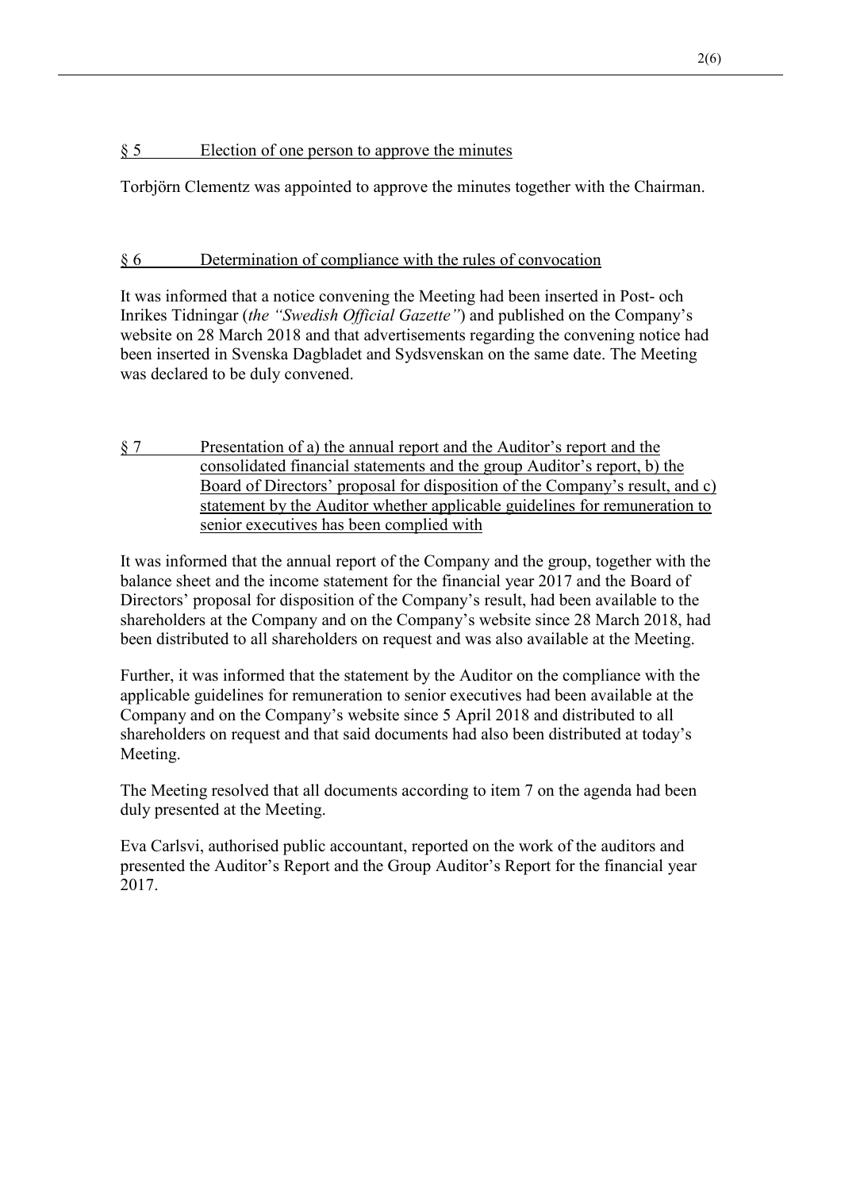## § 5 Election of one person to approve the minutes

Torbjörn Clementz was appointed to approve the minutes together with the Chairman.

## § 6 Determination of compliance with the rules of convocation

It was informed that a notice convening the Meeting had been inserted in Post- och Inrikes Tidningar (*the "Swedish Official Gazette"*) and published on the Company's website on 28 March 2018 and that advertisements regarding the convening notice had been inserted in Svenska Dagbladet and Sydsvenskan on the same date. The Meeting was declared to be duly convened.

## § 7 Presentation of a) the annual report and the Auditor's report and the consolidated financial statements and the group Auditor's report, b) the Board of Directors' proposal for disposition of the Company's result, and c) statement by the Auditor whether applicable guidelines for remuneration to senior executives has been complied with

It was informed that the annual report of the Company and the group, together with the balance sheet and the income statement for the financial year 2017 and the Board of Directors' proposal for disposition of the Company's result, had been available to the shareholders at the Company and on the Company's website since 28 March 2018, had been distributed to all shareholders on request and was also available at the Meeting.

Further, it was informed that the statement by the Auditor on the compliance with the applicable guidelines for remuneration to senior executives had been available at the Company and on the Company's website since 5 April 2018 and distributed to all shareholders on request and that said documents had also been distributed at today's Meeting.

The Meeting resolved that all documents according to item 7 on the agenda had been duly presented at the Meeting.

Eva Carlsvi, authorised public accountant, reported on the work of the auditors and presented the Auditor's Report and the Group Auditor's Report for the financial year 2017.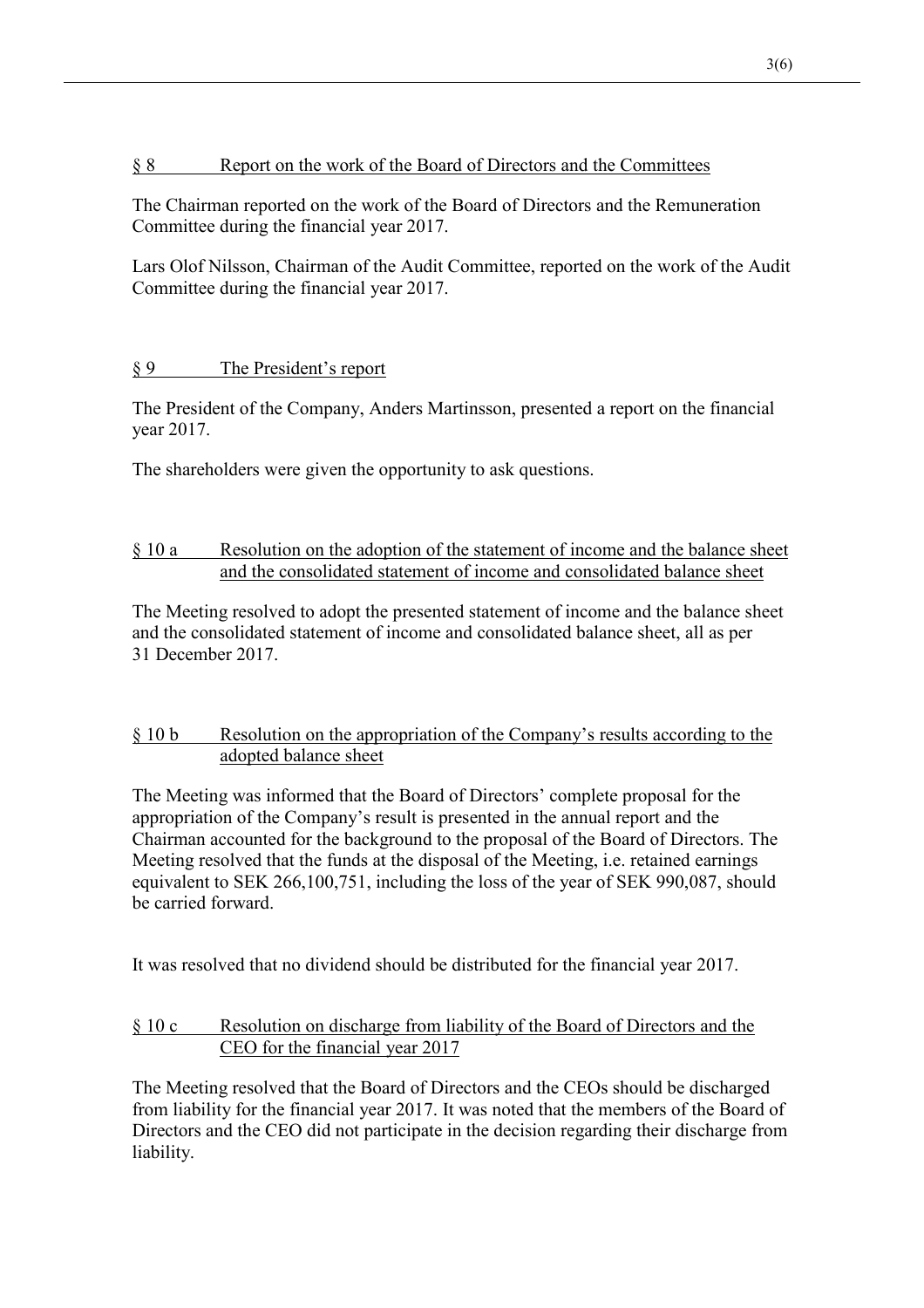## § 8 Report on the work of the Board of Directors and the Committees

The Chairman reported on the work of the Board of Directors and the Remuneration Committee during the financial year 2017.

Lars Olof Nilsson, Chairman of the Audit Committee, reported on the work of the Audit Committee during the financial year 2017.

## § 9 The President's report

The President of the Company, Anders Martinsson, presented a report on the financial year 2017.

The shareholders were given the opportunity to ask questions.

## § 10 a Resolution on the adoption of the statement of income and the balance sheet and the consolidated statement of income and consolidated balance sheet

The Meeting resolved to adopt the presented statement of income and the balance sheet and the consolidated statement of income and consolidated balance sheet, all as per 31 December 2017.

## § 10 b Resolution on the appropriation of the Company's results according to the adopted balance sheet

The Meeting was informed that the Board of Directors' complete proposal for the appropriation of the Company's result is presented in the annual report and the Chairman accounted for the background to the proposal of the Board of Directors. The Meeting resolved that the funds at the disposal of the Meeting, i.e. retained earnings equivalent to SEK 266,100,751, including the loss of the year of SEK 990,087, should be carried forward.

It was resolved that no dividend should be distributed for the financial year 2017.

## § 10 c Resolution on discharge from liability of the Board of Directors and the CEO for the financial year 2017

The Meeting resolved that the Board of Directors and the CEOs should be discharged from liability for the financial year 2017. It was noted that the members of the Board of Directors and the CEO did not participate in the decision regarding their discharge from liability.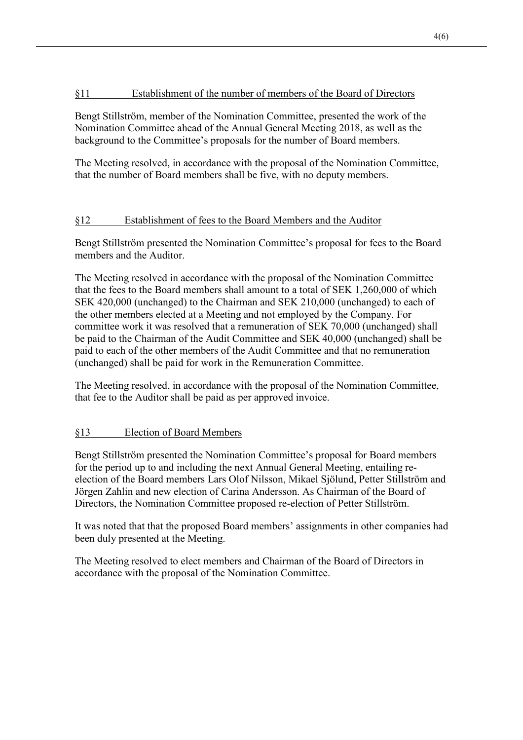## §11 Establishment of the number of members of the Board of Directors

Bengt Stillström, member of the Nomination Committee, presented the work of the Nomination Committee ahead of the Annual General Meeting 2018, as well as the background to the Committee's proposals for the number of Board members.

The Meeting resolved, in accordance with the proposal of the Nomination Committee, that the number of Board members shall be five, with no deputy members.

## §12 Establishment of fees to the Board Members and the Auditor

Bengt Stillström presented the Nomination Committee's proposal for fees to the Board members and the Auditor.

The Meeting resolved in accordance with the proposal of the Nomination Committee that the fees to the Board members shall amount to a total of SEK 1,260,000 of which SEK 420,000 (unchanged) to the Chairman and SEK 210,000 (unchanged) to each of the other members elected at a Meeting and not employed by the Company. For committee work it was resolved that a remuneration of SEK 70,000 (unchanged) shall be paid to the Chairman of the Audit Committee and SEK 40,000 (unchanged) shall be paid to each of the other members of the Audit Committee and that no remuneration (unchanged) shall be paid for work in the Remuneration Committee.

The Meeting resolved, in accordance with the proposal of the Nomination Committee, that fee to the Auditor shall be paid as per approved invoice.

## §13 Election of Board Members

Bengt Stillström presented the Nomination Committee's proposal for Board members for the period up to and including the next Annual General Meeting, entailing re-election of the Board members Lars Olof Nilsson, Mikael Sjölund, Petter Stillström and Jörgen Zahlin and new election of Carina Andersson. As Chairman of the Board of Directors, the Nomination Committee proposed re-election of Petter Stillström.

It was noted that that the proposed Board members' assignments in other companies had been duly presented at the Meeting.

The Meeting resolved to elect members and Chairman of the Board of Directors in accordance with the proposal of the Nomination Committee.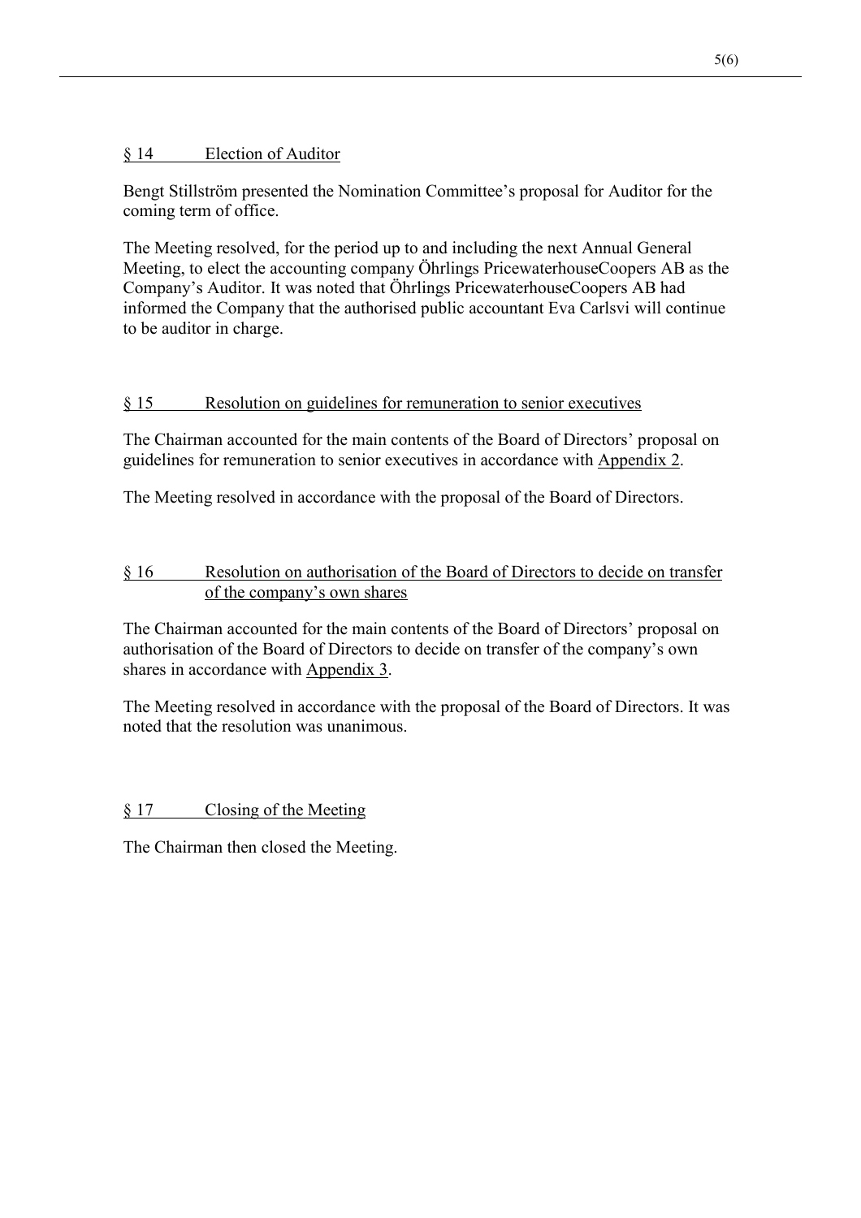## § 14 Election of Auditor

Bengt Stillström presented the Nomination Committee's proposal for Auditor for the coming term of office.

The Meeting resolved, for the period up to and including the next Annual General Meeting, to elect the accounting company Öhrlings PricewaterhouseCoopers AB as the Company's Auditor. It was noted that Öhrlings PricewaterhouseCoopers AB had informed the Company that the authorised public accountant Eva Carlsvi will continue to be auditor in charge.

## § 15 Resolution on guidelines for remuneration to senior executives

The Chairman accounted for the main contents of the Board of Directors' proposal on guidelines for remuneration to senior executives in accordance with Appendix 2.

The Meeting resolved in accordance with the proposal of the Board of Directors.

## § 16 Resolution on authorisation of the Board of Directors to decide on transfer of the company's own shares

The Chairman accounted for the main contents of the Board of Directors' proposal on authorisation of the Board of Directors to decide on transfer of the company's own shares in accordance with Appendix 3.

The Meeting resolved in accordance with the proposal of the Board of Directors. It was noted that the resolution was unanimous.

## § 17 Closing of the Meeting

The Chairman then closed the Meeting.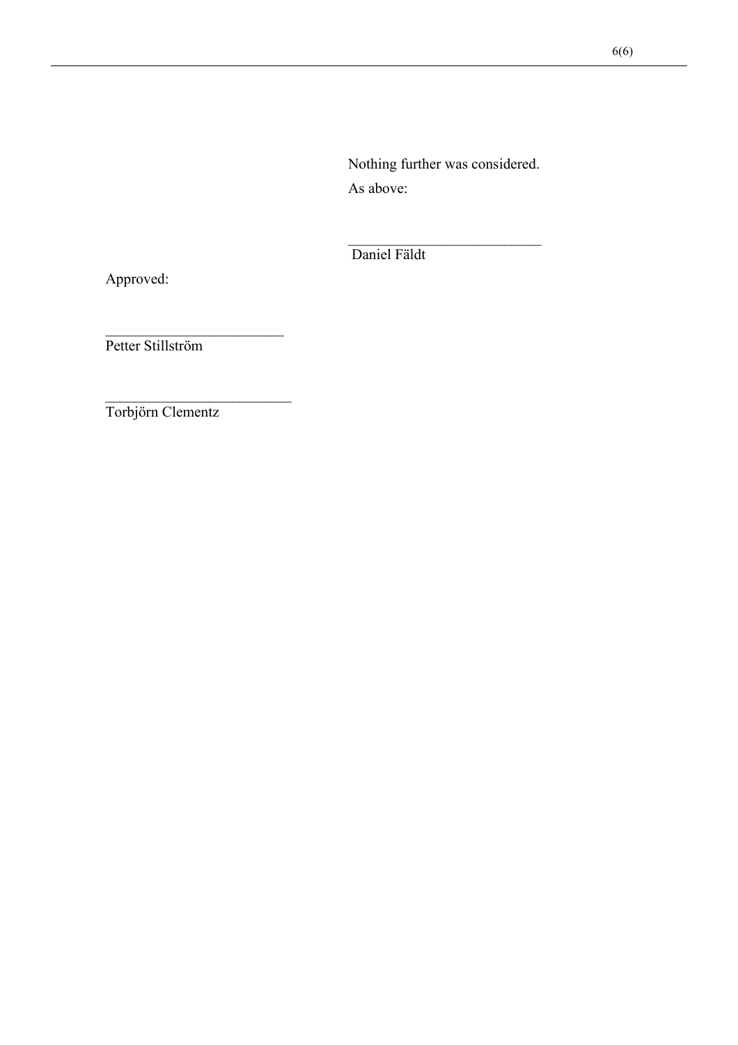Nothing further was considered.

As above:

\_\_\_\_\_\_\_\_\_\_\_\_\_\_\_\_\_\_\_\_\_\_\_\_\_\_

Daniel Fäldt

Approved:

\_\_\_\_\_\_\_\_\_\_\_\_\_\_\_\_\_\_\_\_\_\_\_\_

Petter Stillström

\_\_\_\_\_\_\_\_\_\_\_\_\_\_\_\_\_\_\_\_\_\_\_\_\_

Torbjörn Clementz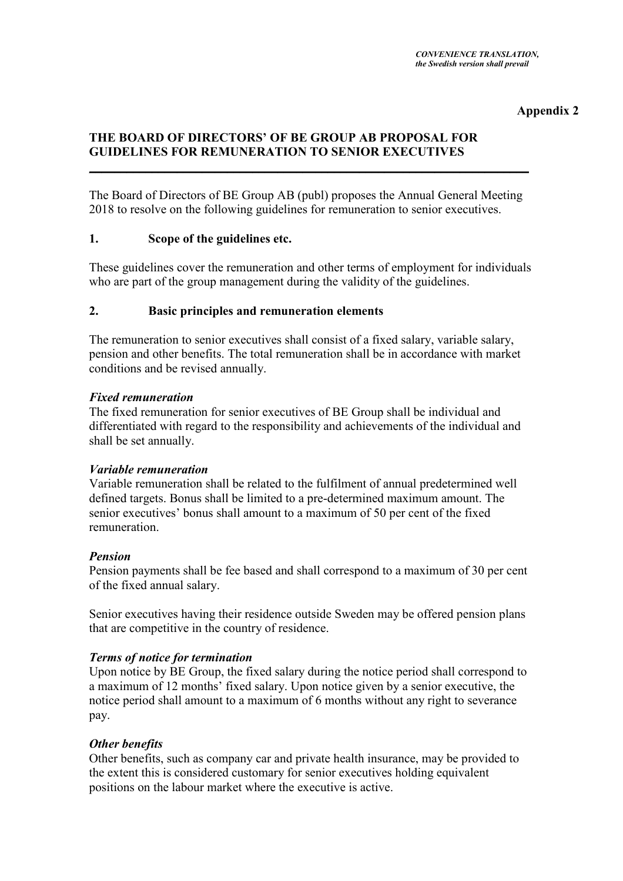*CONVENIENCE TRANSLATION,*
*the Swedish version shall prevail*

**Appendix 2**

# THE BOARD OF DIRECTORS' OF BE GROUP AB PROPOSAL FOR GUIDELINES FOR REMUNERATION TO SENIOR EXECUTIVES

The Board of Directors of BE Group AB (publ) proposes the Annual General Meeting 2018 to resolve on the following guidelines for remuneration to senior executives.

## 1. Scope of the guidelines etc.

These guidelines cover the remuneration and other terms of employment for individuals who are part of the group management during the validity of the guidelines.

## 2. Basic principles and remuneration elements

The remuneration to senior executives shall consist of a fixed salary, variable salary, pension and other benefits. The total remuneration shall be in accordance with market conditions and be revised annually.

***Fixed remuneration***

The fixed remuneration for senior executives of BE Group shall be individual and differentiated with regard to the responsibility and achievements of the individual and shall be set annually.

***Variable remuneration***

Variable remuneration shall be related to the fulfilment of annual predetermined well defined targets. Bonus shall be limited to a pre-determined maximum amount. The senior executives' bonus shall amount to a maximum of 50 per cent of the fixed remuneration.

***Pension***

Pension payments shall be fee based and shall correspond to a maximum of 30 per cent of the fixed annual salary.

Senior executives having their residence outside Sweden may be offered pension plans that are competitive in the country of residence.

***Terms of notice for termination***

Upon notice by BE Group, the fixed salary during the notice period shall correspond to a maximum of 12 months' fixed salary. Upon notice given by a senior executive, the notice period shall amount to a maximum of 6 months without any right to severance pay.

***Other benefits***

Other benefits, such as company car and private health insurance, may be provided to the extent this is considered customary for senior executives holding equivalent positions on the labour market where the executive is active.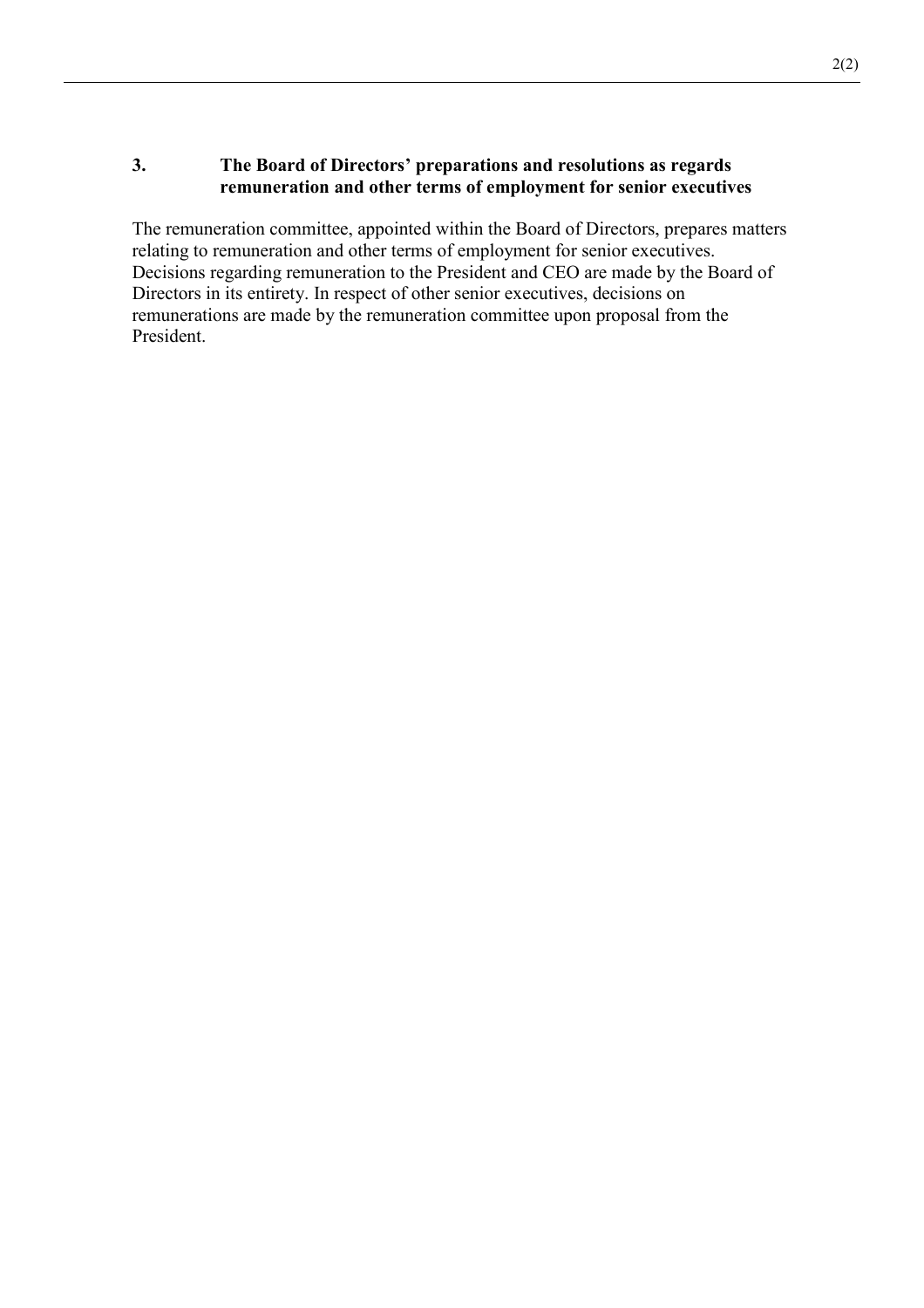### 3. The Board of Directors' preparations and resolutions as regards remuneration and other terms of employment for senior executives

The remuneration committee, appointed within the Board of Directors, prepares matters relating to remuneration and other terms of employment for senior executives. Decisions regarding remuneration to the President and CEO are made by the Board of Directors in its entirety. In respect of other senior executives, decisions on remunerations are made by the remuneration committee upon proposal from the President.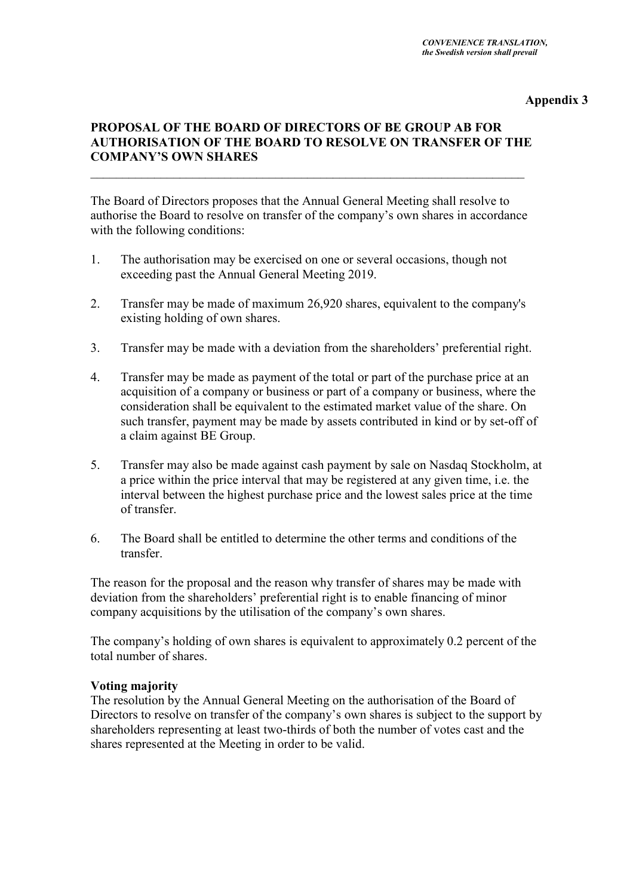*CONVENIENCE TRANSLATION, the Swedish version shall prevail*

**Appendix 3**

## PROPOSAL OF THE BOARD OF DIRECTORS OF BE GROUP AB FOR AUTHORISATION OF THE BOARD TO RESOLVE ON TRANSFER OF THE COMPANY'S OWN SHARES

The Board of Directors proposes that the Annual General Meeting shall resolve to authorise the Board to resolve on transfer of the company's own shares in accordance with the following conditions:

1. The authorisation may be exercised on one or several occasions, though not exceeding past the Annual General Meeting 2019.
2. Transfer may be made of maximum 26,920 shares, equivalent to the company's existing holding of own shares.
3. Transfer may be made with a deviation from the shareholders' preferential right.
4. Transfer may be made as payment of the total or part of the purchase price at an acquisition of a company or business or part of a company or business, where the consideration shall be equivalent to the estimated market value of the share. On such transfer, payment may be made by assets contributed in kind or by set-off of a claim against BE Group.
5. Transfer may also be made against cash payment by sale on Nasdaq Stockholm, at a price within the price interval that may be registered at any given time, i.e. the interval between the highest purchase price and the lowest sales price at the time of transfer.
6. The Board shall be entitled to determine the other terms and conditions of the transfer.

The reason for the proposal and the reason why transfer of shares may be made with deviation from the shareholders' preferential right is to enable financing of minor company acquisitions by the utilisation of the company's own shares.

The company's holding of own shares is equivalent to approximately 0.2 percent of the total number of shares.

**Voting majority**

The resolution by the Annual General Meeting on the authorisation of the Board of Directors to resolve on transfer of the company's own shares is subject to the support by shareholders representing at least two-thirds of both the number of votes cast and the shares represented at the Meeting in order to be valid.